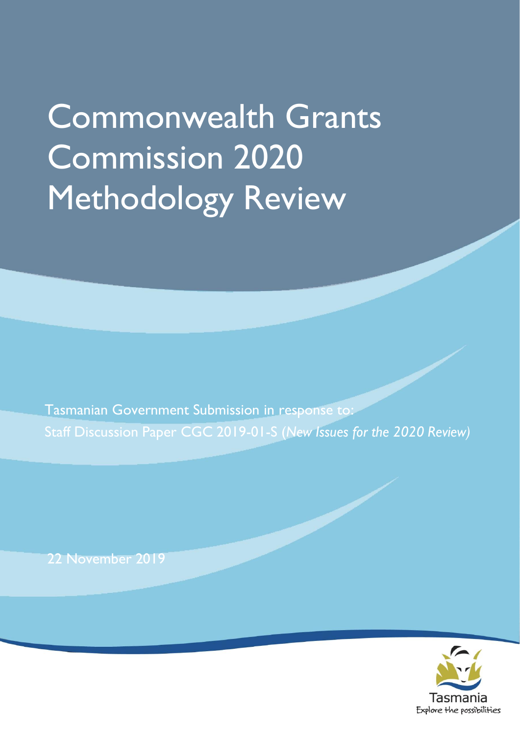# Commonwealth Grants Commission 2020 Methodology Review

Tasmanian Government Submission in response to:
Staff Discussion Paper CGC 2019-01-S (*New Issues for the 2020 Review)*

22 November 2019

Tasmania
Explore the possibilities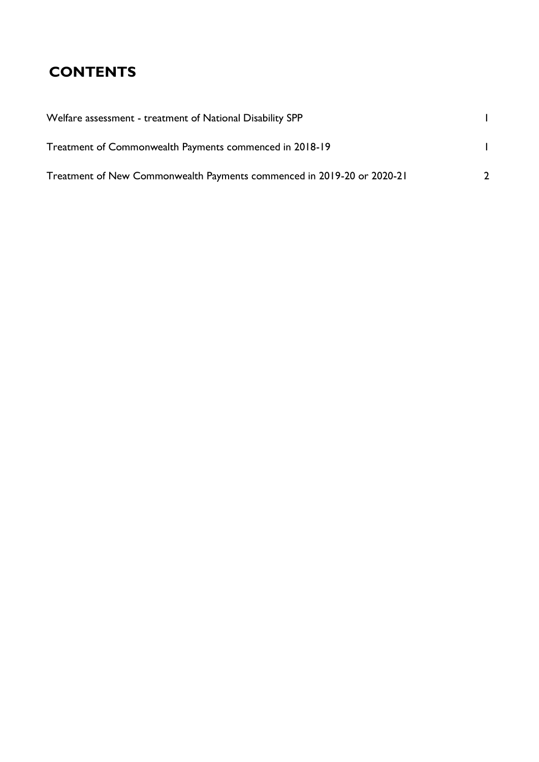# CONTENTS

| | |
|---|---|
| Welfare assessment - treatment of National Disability SPP | 1 |
| Treatment of Commonwealth Payments commenced in 2018-19 | 1 |
| Treatment of New Commonwealth Payments commenced in 2019-20 or 2020-21 | 2 |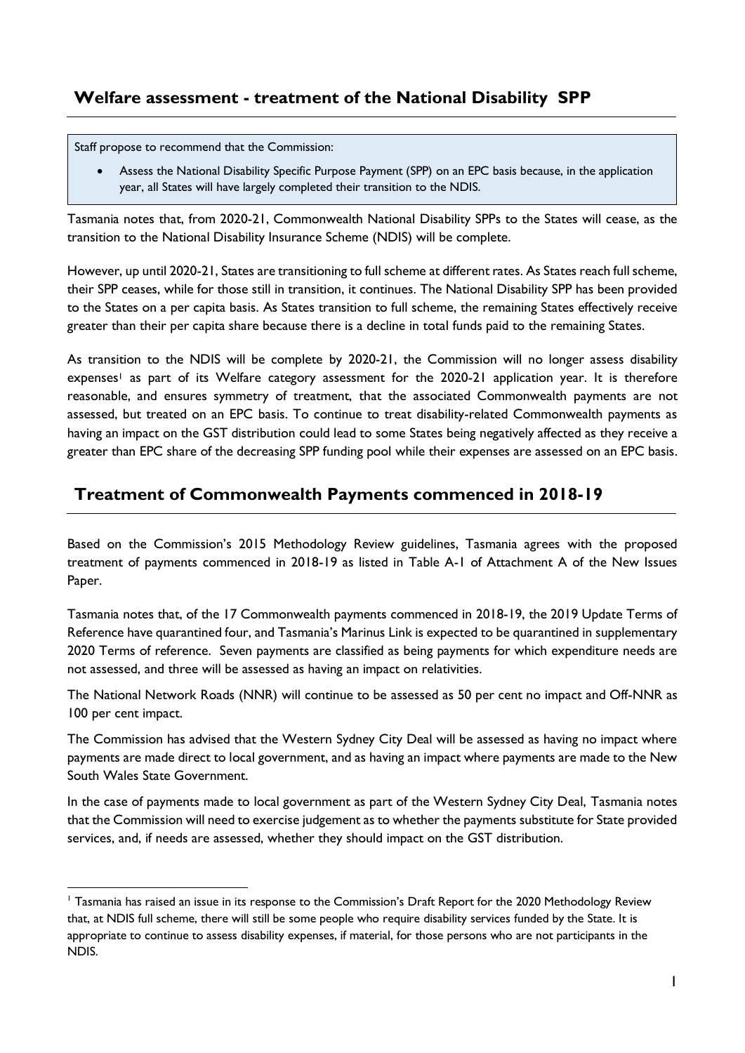## Welfare assessment - treatment of the National Disability SPP

> Staff propose to recommend that the Commission:
>
> - Assess the National Disability Specific Purpose Payment (SPP) on an EPC basis because, in the application year, all States will have largely completed their transition to the NDIS.

Tasmania notes that, from 2020-21, Commonwealth National Disability SPPs to the States will cease, as the transition to the National Disability Insurance Scheme (NDIS) will be complete.

However, up until 2020-21, States are transitioning to full scheme at different rates. As States reach full scheme, their SPP ceases, while for those still in transition, it continues. The National Disability SPP has been provided to the States on a per capita basis. As States transition to full scheme, the remaining States effectively receive greater than their per capita share because there is a decline in total funds paid to the remaining States.

As transition to the NDIS will be complete by 2020-21, the Commission will no longer assess disability expenses[1] as part of its Welfare category assessment for the 2020-21 application year. It is therefore reasonable, and ensures symmetry of treatment, that the associated Commonwealth payments are not assessed, but treated on an EPC basis. To continue to treat disability-related Commonwealth payments as having an impact on the GST distribution could lead to some States being negatively affected as they receive a greater than EPC share of the decreasing SPP funding pool while their expenses are assessed on an EPC basis.

## Treatment of Commonwealth Payments commenced in 2018-19

Based on the Commission's 2015 Methodology Review guidelines, Tasmania agrees with the proposed treatment of payments commenced in 2018-19 as listed in Table A-1 of Attachment A of the New Issues Paper.

Tasmania notes that, of the 17 Commonwealth payments commenced in 2018-19, the 2019 Update Terms of Reference have quarantined four, and Tasmania's Marinus Link is expected to be quarantined in supplementary 2020 Terms of reference. Seven payments are classified as being payments for which expenditure needs are not assessed, and three will be assessed as having an impact on relativities.

The National Network Roads (NNR) will continue to be assessed as 50 per cent no impact and Off-NNR as 100 per cent impact.

The Commission has advised that the Western Sydney City Deal will be assessed as having no impact where payments are made direct to local government, and as having an impact where payments are made to the New South Wales State Government.

In the case of payments made to local government as part of the Western Sydney City Deal, Tasmania notes that the Commission will need to exercise judgement as to whether the payments substitute for State provided services, and, if needs are assessed, whether they should impact on the GST distribution.

---

[1] Tasmania has raised an issue in its response to the Commission's Draft Report for the 2020 Methodology Review that, at NDIS full scheme, there will still be some people who require disability services funded by the State. It is appropriate to continue to assess disability expenses, if material, for those persons who are not participants in the NDIS.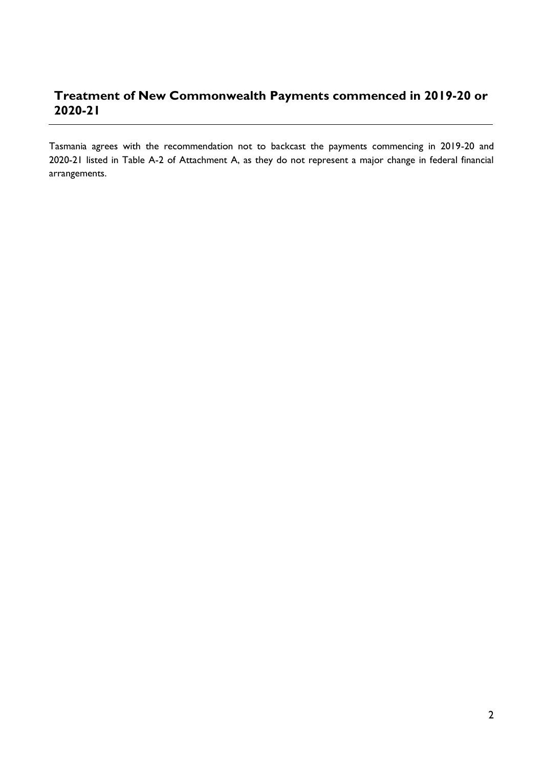## Treatment of New Commonwealth Payments commenced in 2019-20 or 2020-21

Tasmania agrees with the recommendation not to backcast the payments commencing in 2019-20 and 2020-21 listed in Table A-2 of Attachment A, as they do not represent a major change in federal financial arrangements.